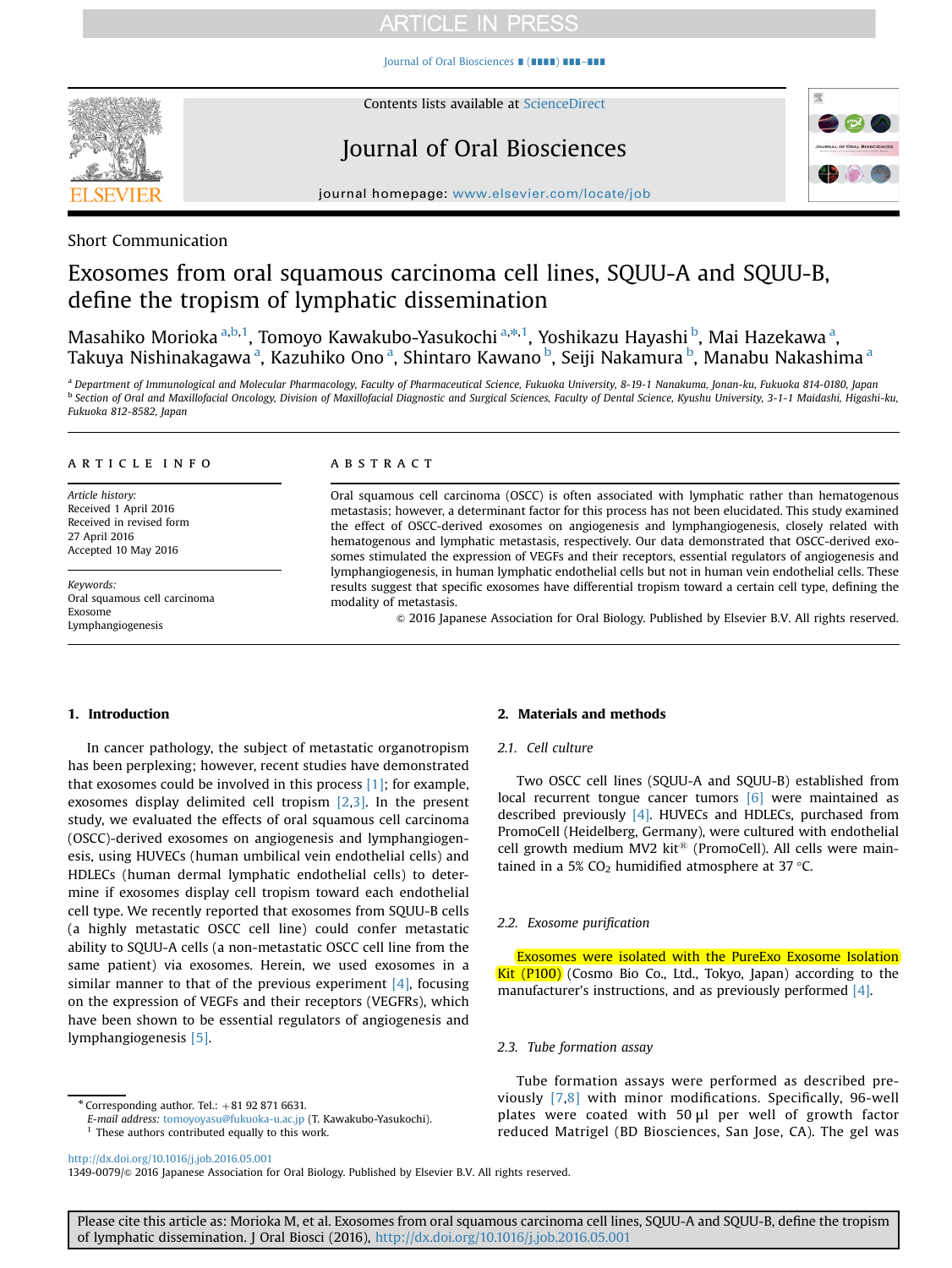Short Communication

# Exosomes from oral squamous carcinoma cell lines, SQUU-A and SQUU-B, define the tropism of lymphatic dissemination

Masahiko Morioka [a,b,1], Tomoyo Kawakubo-Yasukochi [a,*,1], Yoshikazu Hayashi [b], Mai Hazekawa [a], Takuya Nishinakagawa [a], Kazuhiko Ono [a], Shintaro Kawano [b], Seiji Nakamura [b], Manabu Nakashima [a]

[a] Department of Immunological and Molecular Pharmacology, Faculty of Pharmaceutical Science, Fukuoka University, 8-19-1 Nanakuma, Jonan-ku, Fukuoka 814-0180, Japan
[b] Section of Oral and Maxillofacial Oncology, Division of Maxillofacial Diagnostic and Surgical Sciences, Faculty of Dental Science, Kyushu University, 3-1-1 Maidashi, Higashi-ku, Fukuoka 812-8582, Japan

## ARTICLE INFO

*Article history:*
Received 1 April 2016
Received in revised form
27 April 2016
Accepted 10 May 2016

*Keywords:*
Oral squamous cell carcinoma
Exosome
Lymphangiogenesis

## ABSTRACT

Oral squamous cell carcinoma (OSCC) is often associated with lymphatic rather than hematogenous metastasis; however, a determinant factor for this process has not been elucidated. This study examined the effect of OSCC-derived exosomes on angiogenesis and lymphangiogenesis, closely related with hematogenous and lymphatic metastasis, respectively. Our data demonstrated that OSCC-derived exosomes stimulated the expression of VEGFs and their receptors, essential regulators of angiogenesis and lymphangiogenesis, in human lymphatic endothelial cells but not in human vein endothelial cells. These results suggest that specific exosomes have differential tropism toward a certain cell type, defining the modality of metastasis.

© 2016 Japanese Association for Oral Biology. Published by Elsevier B.V. All rights reserved.

## 1. Introduction

In cancer pathology, the subject of metastatic organotropism has been perplexing; however, recent studies have demonstrated that exosomes could be involved in this process [1]; for example, exosomes display delimited cell tropism [2,3]. In the present study, we evaluated the effects of oral squamous cell carcinoma (OSCC)-derived exosomes on angiogenesis and lymphangiogenesis, using HUVECs (human umbilical vein endothelial cells) and HDLECs (human dermal lymphatic endothelial cells) to determine if exosomes display cell tropism toward each endothelial cell type. We recently reported that exosomes from SQUU-B cells (a highly metastatic OSCC cell line) could confer metastatic ability to SQUU-A cells (a non-metastatic OSCC cell line from the same patient) via exosomes. Herein, we used exosomes in a similar manner to that of the previous experiment [4], focusing on the expression of VEGFs and their receptors (VEGFRs), which have been shown to be essential regulators of angiogenesis and lymphangiogenesis [5].

## 2. Materials and methods

### 2.1. Cell culture

Two OSCC cell lines (SQUU-A and SQUU-B) established from local recurrent tongue cancer tumors [6] were maintained as described previously [4]. HUVECs and HDLECs, purchased from PromoCell (Heidelberg, Germany), were cultured with endothelial cell growth medium MV2 kit® (PromoCell). All cells were maintained in a 5% $CO_2$ humidified atmosphere at 37 °C.

### 2.2. Exosome purification

Exosomes were isolated with the PureExo Exosome Isolation Kit (P100) (Cosmo Bio Co., Ltd., Tokyo, Japan) according to the manufacturer's instructions, and as previously performed [4].

### 2.3. Tube formation assay

Tube formation assays were performed as described previously [7,8] with minor modifications. Specifically, 96-well plates were coated with 50 µl per well of growth factor reduced Matrigel (BD Biosciences, San Jose, CA). The gel was

* Corresponding author. Tel.: +81 92 871 6631.
E-mail address: tomoyoyasu@fukuoka-u.ac.jp (T. Kawakubo-Yasukochi).
1 These authors contributed equally to this work.

http://dx.doi.org/10.1016/j.job.2016.05.001
1349-0079/© 2016 Japanese Association for Oral Biology. Published by Elsevier B.V. All rights reserved.

Please cite this article as: Morioka M, et al. Exosomes from oral squamous carcinoma cell lines, SQUU-A and SQUU-B, define the tropism of lymphatic dissemination. J Oral Biosci (2016), http://dx.doi.org/10.1016/j.job.2016.05.001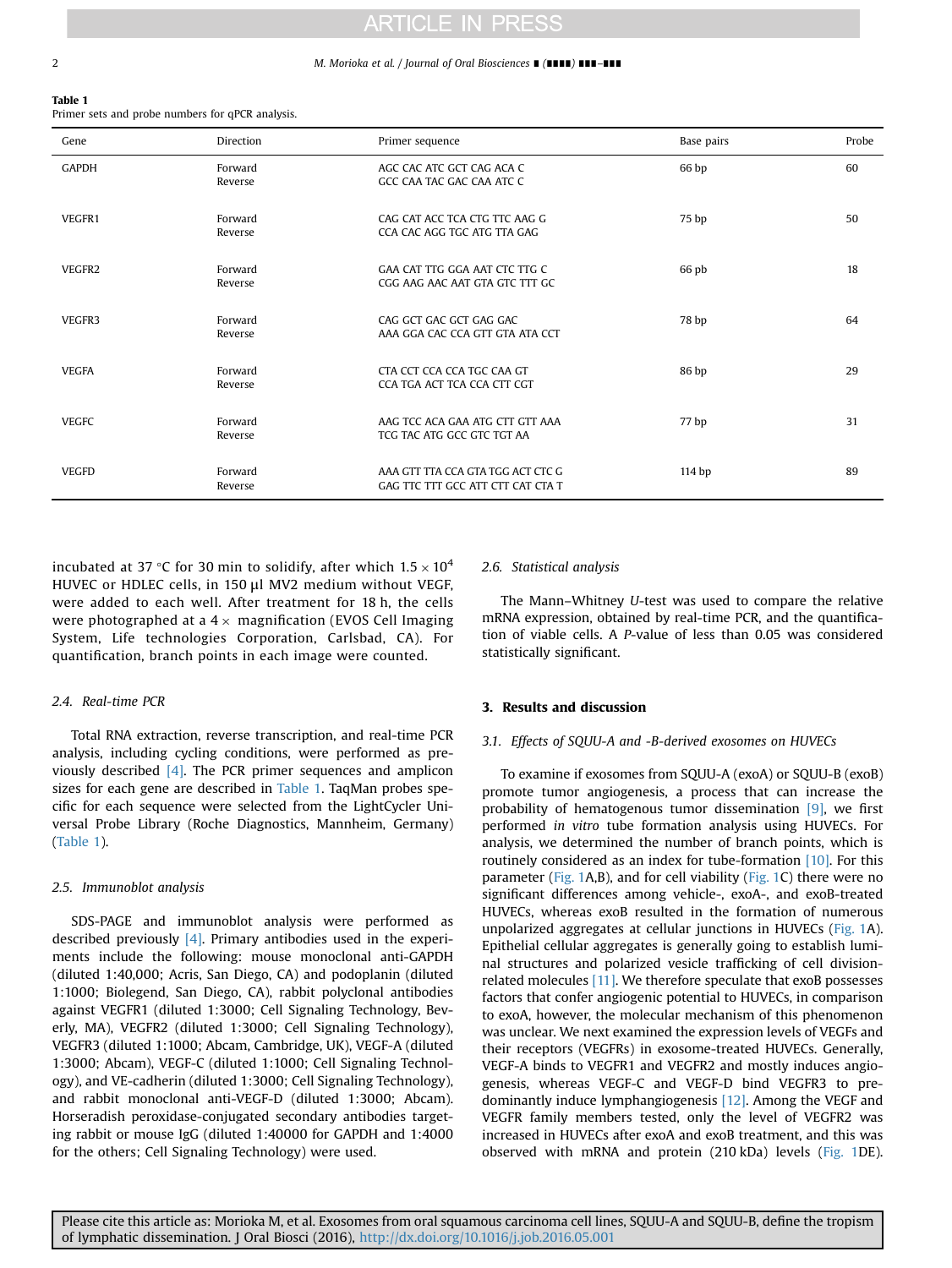**Table 1**
Primer sets and probe numbers for qPCR analysis.

| Gene | Direction | Primer sequence | Base pairs | Probe |
|---|---|---|---|---|
| GAPDH | Forward<br>Reverse | AGC CAC ATC GCT CAG ACA C<br>GCC CAA TAC GAC CAA ATC C | 66 bp | 60 |
| VEGFR1 | Forward<br>Reverse | CAG CAT ACC TCA CTG TTC AAG G<br>CCA CAC AGG TGC ATG TTA GAG | 75 bp | 50 |
| VEGFR2 | Forward<br>Reverse | GAA CAT TTG GGA AAT CTC TTG C<br>CGG AAG AAC AAT GTA GTC TTT GC | 66 pb | 18 |
| VEGFR3 | Forward<br>Reverse | CAG GCT GAC GCT GAG GAC<br>AAA GGA CAC CCA GTT GTA ATA CCT | 78 bp | 64 |
| VEGFA | Forward<br>Reverse | CTA CCT CCA CCA TGC CAA GT<br>CCA TGA ACT TCA CCA CTT CGT | 86 bp | 29 |
| VEGFC | Forward<br>Reverse | AAG TCC ACA GAA ATG CTT GTT AAA<br>TCG TAC ATG GCC GTC TGT AA | 77 bp | 31 |
| VEGFD | Forward<br>Reverse | AAA GTT TTA CCA GTA TGG ACT CTC G<br>GAG TTC TTT GCC ATT CTT CAT CTA T | 114 bp | 89 |

incubated at 37 °C for 30 min to solidify, after which $1.5 \times 10^4$ HUVEC or HDLEC cells, in 150 µl MV2 medium without VEGF, were added to each well. After treatment for 18 h, the cells were photographed at a 4 × magnification (EVOS Cell Imaging System, Life technologies Corporation, Carlsbad, CA). For quantification, branch points in each image were counted.

### 2.4. Real-time PCR

Total RNA extraction, reverse transcription, and real-time PCR analysis, including cycling conditions, were performed as previously described [4]. The PCR primer sequences and amplicon sizes for each gene are described in Table 1. TaqMan probes specific for each sequence were selected from the LightCycler Universal Probe Library (Roche Diagnostics, Mannheim, Germany) (Table 1).

### 2.5. Immunoblot analysis

SDS-PAGE and immunoblot analysis were performed as described previously [4]. Primary antibodies used in the experiments include the following: mouse monoclonal anti-GAPDH (diluted 1:40,000; Acris, San Diego, CA) and podoplanin (diluted 1:1000; Biolegend, San Diego, CA), rabbit polyclonal antibodies against VEGFR1 (diluted 1:3000; Cell Signaling Technology, Beverly, MA), VEGFR2 (diluted 1:3000; Cell Signaling Technology), VEGFR3 (diluted 1:1000; Abcam, Cambridge, UK), VEGF-A (diluted 1:3000; Abcam), VEGF-C (diluted 1:1000; Cell Signaling Technology), and VE-cadherin (diluted 1:3000; Cell Signaling Technology), and rabbit monoclonal anti-VEGF-D (diluted 1:3000; Abcam). Horseradish peroxidase-conjugated secondary antibodies targeting rabbit or mouse IgG (diluted 1:40000 for GAPDH and 1:4000 for the others; Cell Signaling Technology) were used.

### 2.6. Statistical analysis

The Mann–Whitney *U*-test was used to compare the relative mRNA expression, obtained by real-time PCR, and the quantification of viable cells. A *P*-value of less than 0.05 was considered statistically significant.

## 3. Results and discussion

### 3.1. Effects of SQUU-A and -B-derived exosomes on HUVECs

To examine if exosomes from SQUU-A (exoA) or SQUU-B (exoB) promote tumor angiogenesis, a process that can increase the probability of hematogenous tumor dissemination [9], we first performed *in vitro* tube formation analysis using HUVECs. For analysis, we determined the number of branch points, which is routinely considered as an index for tube-formation [10]. For this parameter (Fig. 1A,B), and for cell viability (Fig. 1C) there were no significant differences among vehicle-, exoA-, and exoB-treated HUVECs, whereas exoB resulted in the formation of numerous unpolarized aggregates at cellular junctions in HUVECs (Fig. 1A). Epithelial cellular aggregates is generally going to establish luminal structures and polarized vesicle trafficking of cell division-related molecules [11]. We therefore speculate that exoB possesses factors that confer angiogenic potential to HUVECs, in comparison to exoA, however, the molecular mechanism of this phenomenon was unclear. We next examined the expression levels of VEGFs and their receptors (VEGFRs) in exosome-treated HUVECs. Generally, VEGF-A binds to VEGFR1 and VEGFR2 and mostly induces angiogenesis, whereas VEGF-C and VEGF-D bind VEGFR3 to predominantly induce lymphangiogenesis [12]. Among the VEGF and VEGFR family members tested, only the level of VEGFR2 was increased in HUVECs after exoA and exoB treatment, and this was observed with mRNA and protein (210 kDa) levels (Fig. 1DE).

Please cite this article as: Morioka M, et al. Exosomes from oral squamous carcinoma cell lines, SQUU-A and SQUU-B, define the tropism of lymphatic dissemination. J Oral Biosci (2016), http://dx.doi.org/10.1016/j.job.2016.05.001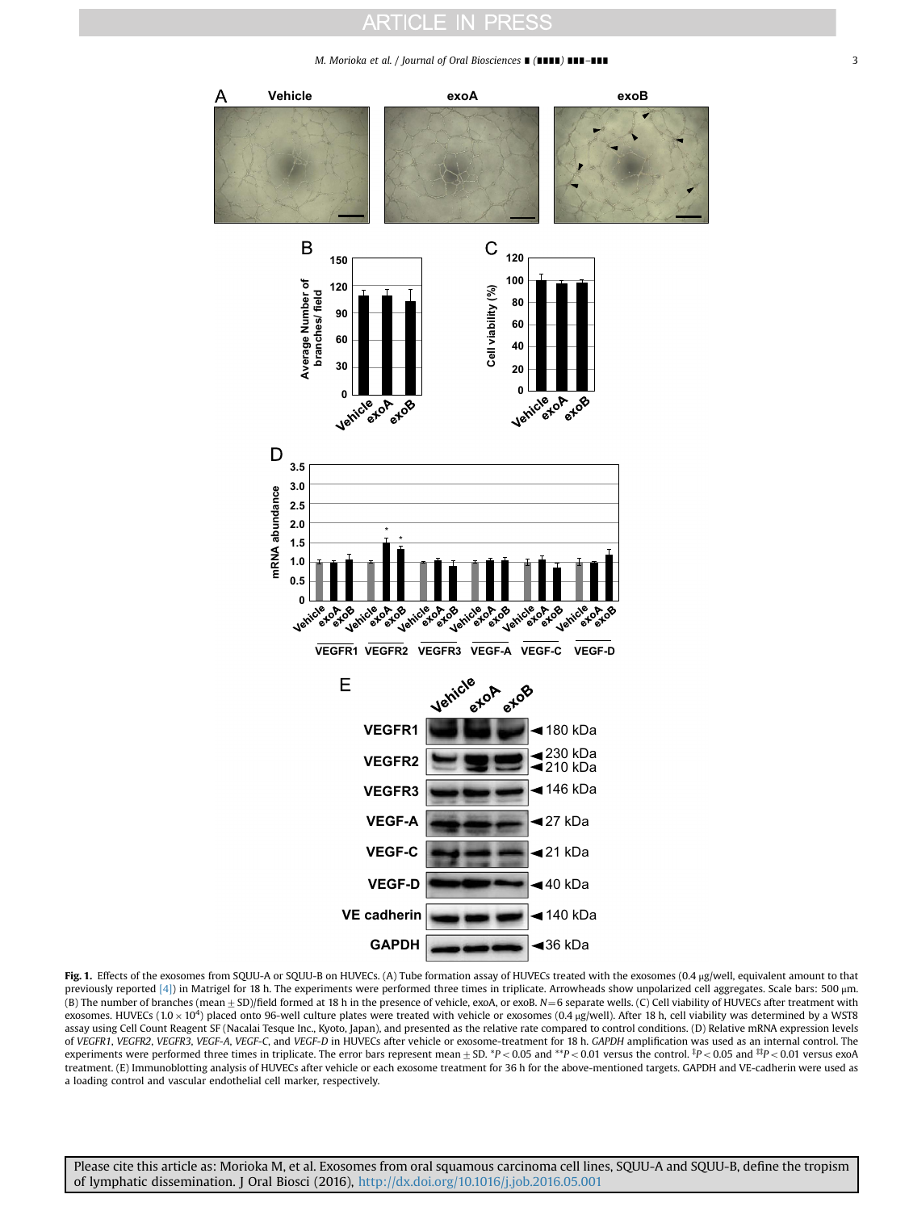**Fig. 1.** Effects of the exosomes from SQUU-A or SQUU-B on HUVECs. (A) Tube formation assay of HUVECs treated with the exosomes (0.4 μg/well, equivalent amount to that previously reported [4]) in Matrigel for 18 h. The experiments were performed three times in triplicate. Arrowheads show unpolarized cell aggregates. Scale bars: 500 μm. (B) The number of branches (mean ± SD)/field formed at 18 h in the presence of vehicle, exoA, or exoB. N = 6 separate wells. (C) Cell viability of HUVECs after treatment with exosomes. HUVECs ($1.0 \times 10^4$) placed onto 96-well culture plates were treated with vehicle or exosomes (0.4 μg/well). After 18 h, cell viability was determined by a WST8 assay using Cell Count Reagent SF (Nacalai Tesque Inc., Kyoto, Japan), and presented as the relative rate compared to control conditions. (D) Relative mRNA expression levels of *VEGFR1*, *VEGFR2*, *VEGFR3*, *VEGF-A*, *VEGF-C*, and *VEGF-D* in HUVECs after vehicle or exosome-treatment for 18 h. *GAPDH* amplification was used as an internal control. The experiments were performed three times in triplicate. The error bars represent mean ± SD. *$P < 0.05$ and **$P < 0.01$ versus the control. ‡$P < 0.05$ and ‡‡$P < 0.01$ versus exoA treatment. (E) Immunoblotting analysis of HUVECs after vehicle or each exosome treatment for 36 h for the above-mentioned targets. GAPDH and VE-cadherin were used as a loading control and vascular endothelial cell marker, respectively.

Please cite this article as: Morioka M, et al. Exosomes from oral squamous carcinoma cell lines, SQUU-A and SQUU-B, define the tropism of lymphatic dissemination. J Oral Biosci (2016), http://dx.doi.org/10.1016/j.job.2016.05.001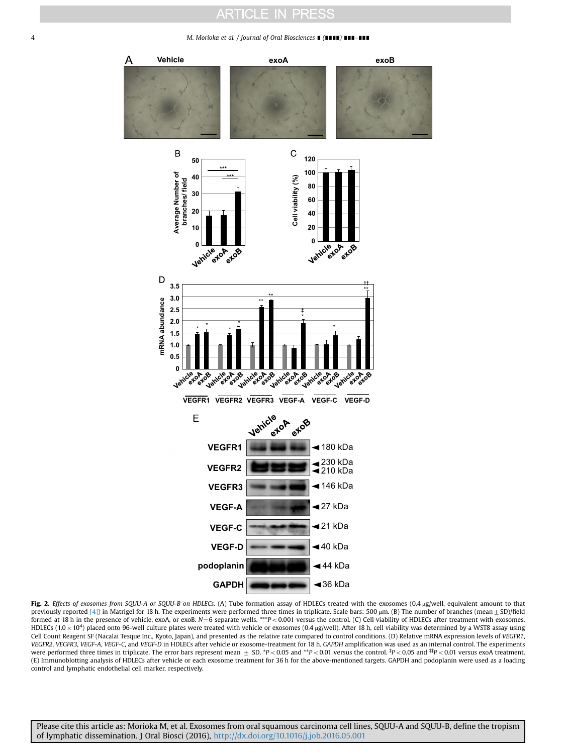**Fig. 2.** *Effects of exosomes from SQUU-A or SQUU-B on HDLECs.* (A) Tube formation assay of HDLECs treated with the exosomes (0.4 μg/well, equivalent amount to that previously reported [4]) in Matrigel for 18 h. The experiments were performed three times in triplicate. Scale bars: 500 μm. (B) The number of branches (mean ± SD)/field formed at 18 h in the presence of vehicle, exoA, or exoB. $N=6$ separate wells. $^{***}P<0.001$ versus the control. (C) Cell viability of HDLECs after treatment with exosomes. HDLECs ($1.0\times10^4$) placed onto 96-well culture plates were treated with vehicle or exosomes (0.4 μg/well). After 18 h, cell viability was determined by a WST8 assay using Cell Count Reagent SF (Nacalai Tesque Inc., Kyoto, Japan), and presented as the relative rate compared to control conditions. (D) Relative mRNA expression levels of *VEGFR1*, *VEGFR2*, *VEGFR3*, *VEGF-A*, *VEGF-C*, and *VEGF-D* in HDLECs after vehicle or exosome-treatment for 18 h. *GAPDH* amplification was used as an internal control. The experiments were performed three times in triplicate. The error bars represent mean ± SD. $^{*}P<0.05$ and $^{**}P<0.01$ versus the control. $^{‡}P<0.05$ and $^{‡‡}P<0.01$ versus exoA treatment. (E) Immunoblotting analysis of HDLECs after vehicle or each exosome treatment for 36 h for the above-mentioned targets. GAPDH and podoplanin were used as a loading control and lymphatic endothelial cell marker, respectively.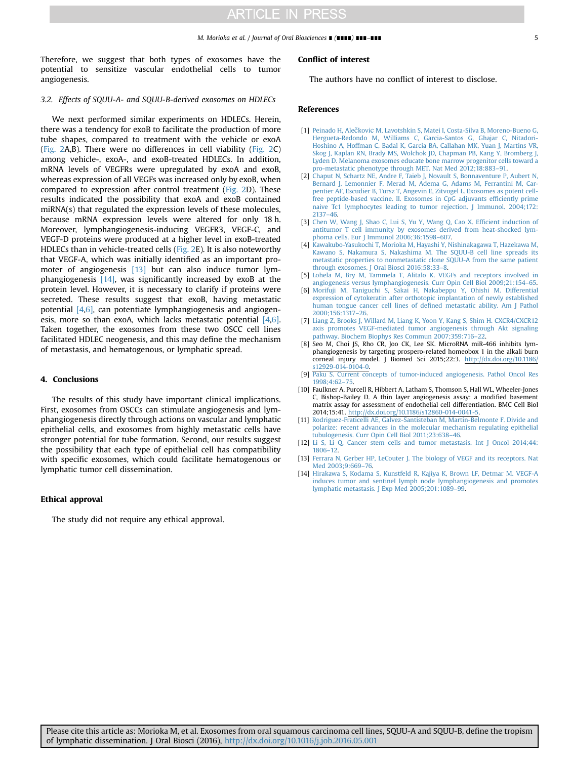Therefore, we suggest that both types of exosomes have the potential to sensitize vascular endothelial cells to tumor angiogenesis.

### 3.2. Effects of SQUU-A- and SQUU-B-derived exosomes on HDLECs

We next performed similar experiments on HDLECs. Herein, there was a tendency for exoB to facilitate the production of more tube shapes, compared to treatment with the vehicle or exoA (Fig. 2A,B). There were no differences in cell viability (Fig. 2C) among vehicle-, exoA-, and exoB-treated HDLECs. In addition, mRNA levels of VEGFRs were upregulated by exoA and exoB, whereas expression of all VEGFs was increased only by exoB, when compared to expression after control treatment (Fig. 2D). These results indicated the possibility that exoA and exoB contained miRNA(s) that regulated the expression levels of these molecules, because mRNA expression levels were altered for only 18 h. Moreover, lymphangiogenesis-inducing VEGFR3, VEGF-C, and VEGF-D proteins were produced at a higher level in exoB-treated HDLECs than in vehicle-treated cells (Fig. 2E). It is also noteworthy that VEGF-A, which was initially identified as an important promoter of angiogenesis [13] but can also induce tumor lymphangiogenesis [14], was significantly increased by exoB at the protein level. However, it is necessary to clarify if proteins were secreted. These results suggest that exoB, having metastatic potential [4,6], can potentiate lymphangiogenesis and angiogenesis, more so than exoA, which lacks metastatic potential [4,6]. Taken together, the exosomes from these two OSCC cell lines facilitated HDLEC neogenesis, and this may define the mechanism of metastasis, and hematogenous, or lymphatic spread.

## 4. Conclusions

The results of this study have important clinical implications. First, exosomes from OSCCs can stimulate angiogenesis and lymphangiogenesis directly through actions on vascular and lymphatic epithelial cells, and exosomes from highly metastatic cells have stronger potential for tube formation. Second, our results suggest the possibility that each type of epithelial cell has compatibility with specific exosomes, which could facilitate hematogenous or lymphatic tumor cell dissemination.

## Ethical approval

The study did not require any ethical approval.

## Conflict of interest

The authors have no conflict of interest to disclose.

## References

[1] Peinado H, Alečkovic M, Lavotshkin S, Matei I, Costa-Silva B, Moreno-Bueno G, Hergueta-Redondo M, Williams C, Garcia-Santos G, Ghajar C, Nitadori-Hoshino A, Hoffman C, Badal K, Garcia BA, Callahan MK, Yuan J, Martins VR, Skog J, Kaplan RN, Brady MS, Wolchok JD, Chapman PB, Kang Y, Bromberg J, Lyden D. Melanoma exosomes educate bone marrow progenitor cells toward a pro-metastatic phenotype through MET. Nat Med 2012;18:883–91.

[2] Chaput N, Schartz NE, Andre F, Taieb J, Novault S, Bonnaventure P, Aubert N, Bernard J, Lemonnier F, Merad M, Adema G, Adams M, Ferrantini M, Carpentier AF, Escudier B, Tursz T, Angevin E, Zitvogel L. Exosomes as potent cell-free peptide-based vaccine. II. Exosomes in CpG adjuvants efficiently prime naive Tc1 lymphocytes leading to tumor rejection. J Immunol. 2004;172:2137–46.

[3] Chen W, Wang J, Shao C, Lui S, Yu Y, Wang Q, Cao X. Efficient induction of antitumor T cell immunity by exosomes derived from heat-shocked lymphoma cells. Eur J Immunol 2006;36:1598–607.

[4] Kawakubo-Yasukochi T, Morioka M, Hayashi Y, Nishinakagawa T, Hazekawa M, Kawano S, Nakamura S, Nakashima M. The SQUU-B cell line spreads its metastatic properties to nonmetastatic clone SQUU-A from the same patient through exosomes. J Oral Biosci 2016;58:33–8.

[5] Lohela M, Bry M, Tammela T, Alitalo K. VEGFs and receptors involved in angiogenesis versus lymphangiogenesis. Curr Opin Cell Biol 2009;21:154–65.

[6] Morifuji M, Taniguchi S, Sakai H, Nakabeppu Y, Ohishi M. Differential expression of cytokeratin after orthotopic implantation of newly established human tongue cancer cell lines of defined metastatic ability. Am J Pathol 2000;156:1317–26.

[7] Liang Z, Brooks J, Willard M, Liang K, Yoon Y, Kang S, Shim H. CXCR4/CXCR12 axis promotes VEGF-mediated tumor angiogenesis through Akt signaling pathway. Biochem Biophys Res Commun 2007;359:716–22.

[8] Seo M, Choi JS, Rho CR, Joo CK, Lee SK. MicroRNA miR-466 inhibits lymphangiogenesis by targeting prospero-related homeobox 1 in the alkali burn corneal injury model. J Biomed Sci 2015;22:3. http://dx.doi.org/10.1186/s12929-014-0104-0.

[9] Paku S. Current concepts of tumor-induced angiogenesis. Pathol Oncol Res 1998;4:62–75.

[10] Faulkner A, Purcell R, Hibbert A, Latham S, Thomson S, Hall WL, Wheeler-Jones C, Bishop-Bailey D. A thin layer angiogenesis assay: a modified basement matrix assay for assessment of endothelial cell differentiation. BMC Cell Biol 2014;15:41. http://dx.doi.org/10.1186/s12860-014-0041-5.

[11] Rodriguez-Fraticelli AE, Galvez-Santisteban M, Martin-Belmonte F. Divide and polarize: recent advances in the molecular mechanism regulating epithelial tubulogenesis. Curr Opin Cell Biol 2011;23:638–46.

[12] Li S, Li Q. Cancer stem cells and tumor metastasis. Int J Oncol 2014;44:1806–12.

[13] Ferrara N, Gerber HP, LeCouter J. The biology of VEGF and its receptors. Nat Med 2003;9:669–76.

[14] Hirakawa S, Kodama S, Kunstfeld R, Kajiya K, Brown LF, Detmar M. VEGF-A induces tumor and sentinel lymph node lymphangiogenesis and promotes lymphatic metastasis. J Exp Med 2005;201:1089–99.

Please cite this article as: Morioka M, et al. Exosomes from oral squamous carcinoma cell lines, SQUU-A and SQUU-B, define the tropism of lymphatic dissemination. J Oral Biosci (2016), http://dx.doi.org/10.1016/j.job.2016.05.001